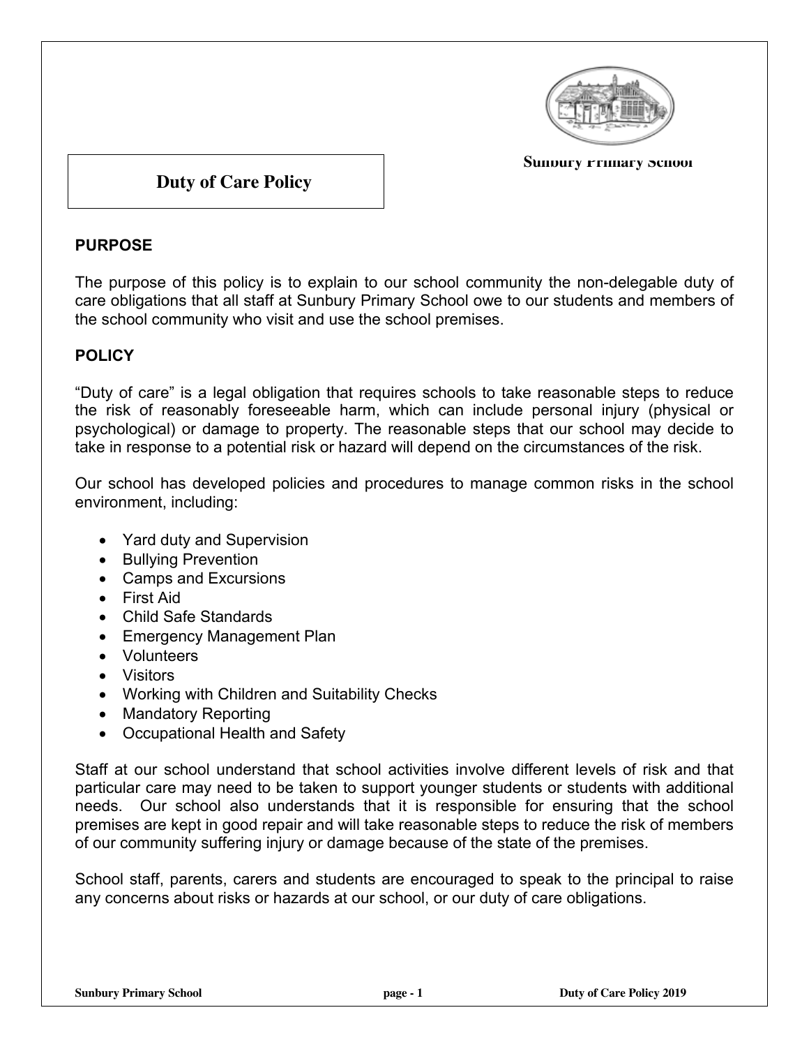Sunbury Primary School

# Duty of Care Policy

## PURPOSE

The purpose of this policy is to explain to our school community the non-delegable duty of care obligations that all staff at Sunbury Primary School owe to our students and members of the school community who visit and use the school premises.

## POLICY

"Duty of care" is a legal obligation that requires schools to take reasonable steps to reduce the risk of reasonably foreseeable harm, which can include personal injury (physical or psychological) or damage to property. The reasonable steps that our school may decide to take in response to a potential risk or hazard will depend on the circumstances of the risk.

Our school has developed policies and procedures to manage common risks in the school environment, including:

- Yard duty and Supervision
- Bullying Prevention
- Camps and Excursions
- First Aid
- Child Safe Standards
- Emergency Management Plan
- Volunteers
- Visitors
- Working with Children and Suitability Checks
- Mandatory Reporting
- Occupational Health and Safety

Staff at our school understand that school activities involve different levels of risk and that particular care may need to be taken to support younger students or students with additional needs. Our school also understands that it is responsible for ensuring that the school premises are kept in good repair and will take reasonable steps to reduce the risk of members of our community suffering injury or damage because of the state of the premises.

School staff, parents, carers and students are encouraged to speak to the principal to raise any concerns about risks or hazards at our school, or our duty of care obligations.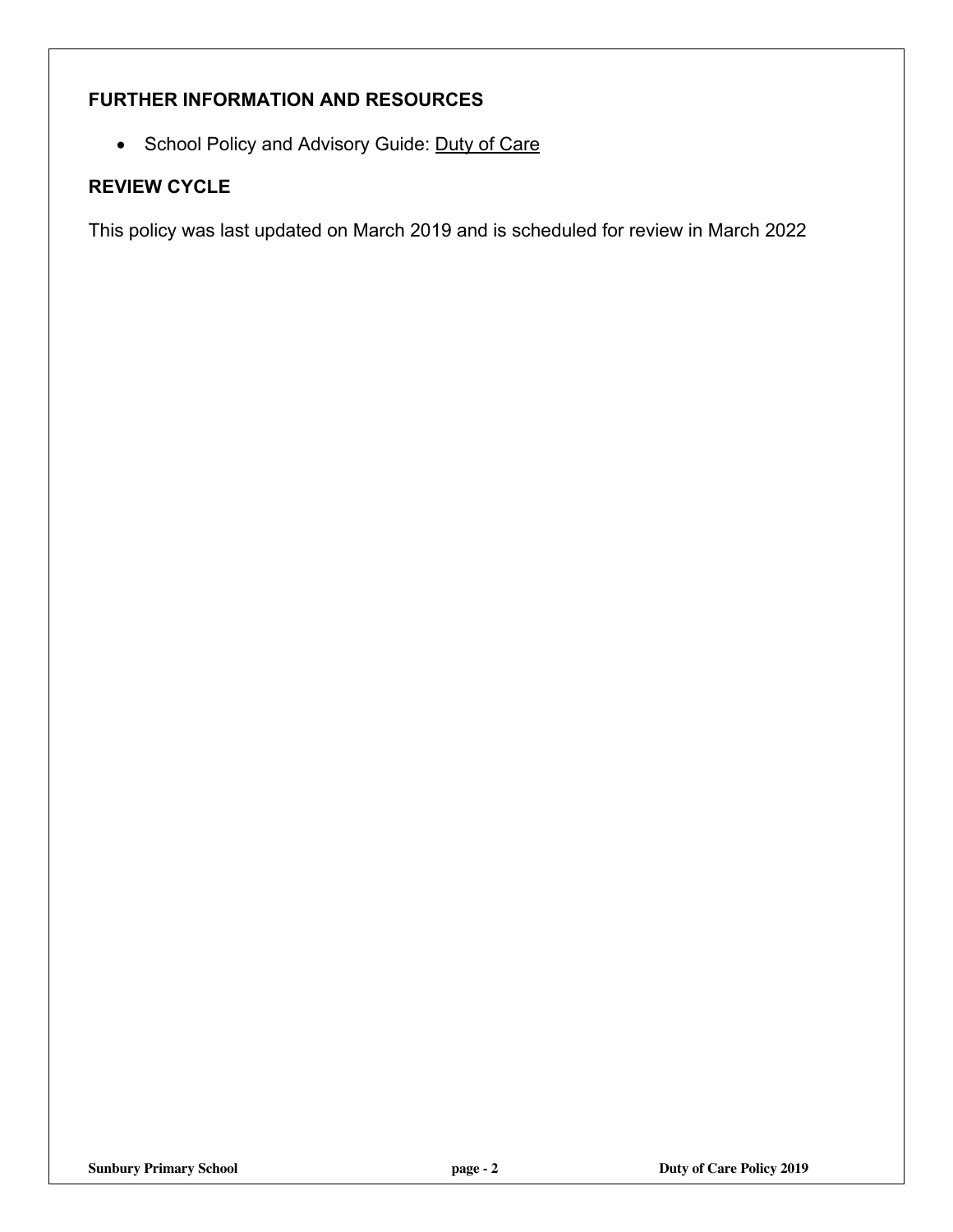## FURTHER INFORMATION AND RESOURCES

- School Policy and Advisory Guide: Duty of Care

## REVIEW CYCLE

This policy was last updated on March 2019 and is scheduled for review in March 2022